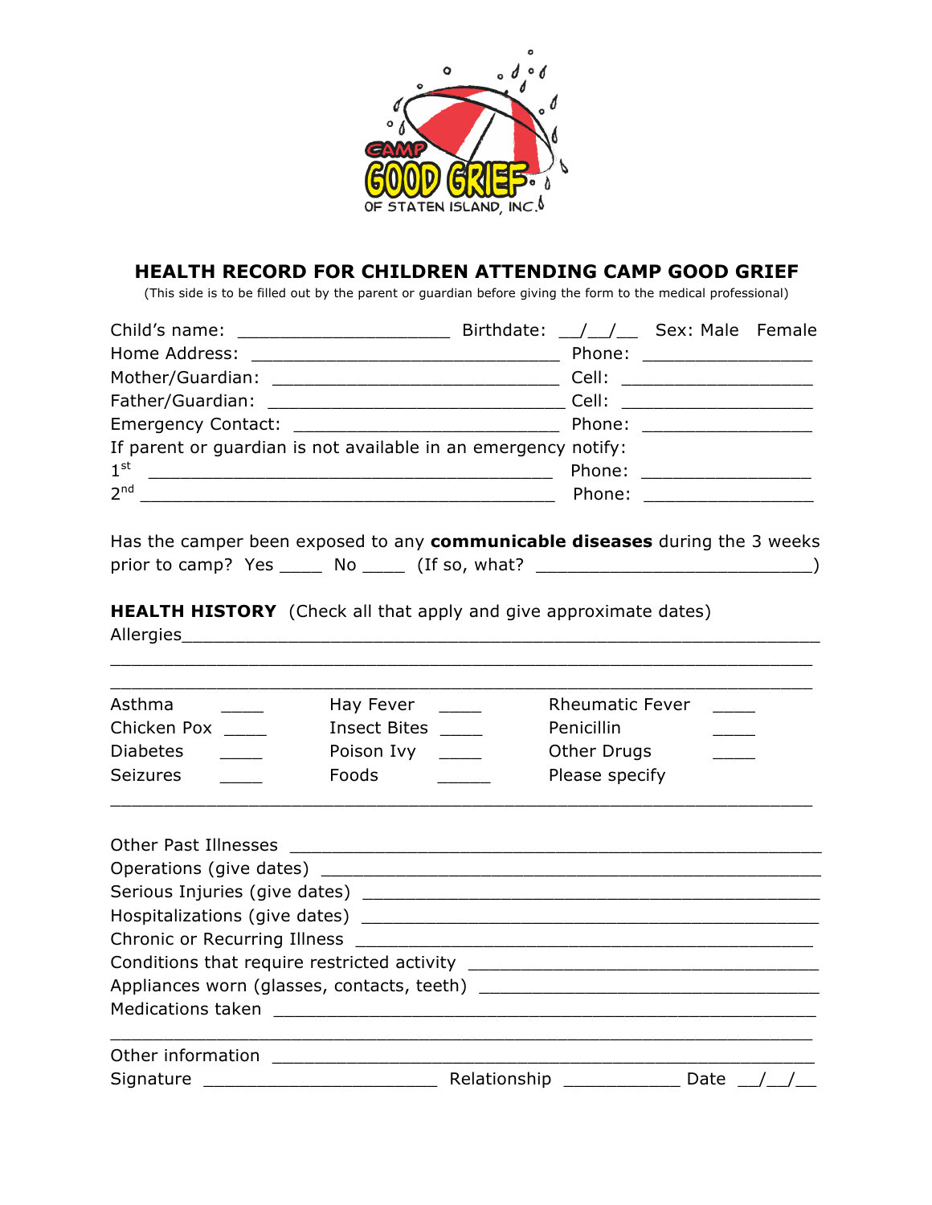CAMP GOOD GRIEF OF STATEN ISLAND, INC.

## HEALTH RECORD FOR CHILDREN ATTENDING CAMP GOOD GRIEF

(This side is to be filled out by the parent or guardian before giving the form to the medical professional)

Child's name: ____________________ Birthdate: __/__/__ Sex: Male Female

Home Address: _____________________________ Phone: ________________

Mother/Guardian: ___________________________ Cell: __________________

Father/Guardian: ____________________________ Cell: __________________

Emergency Contact: _________________________ Phone: ________________

If parent or guardian is not available in an emergency notify:

1st ______________________________________ Phone: ________________

2nd ______________________________________ Phone: ________________

Has the camper been exposed to any **communicable diseases** during the 3 weeks prior to camp? Yes ____ No ____ (If so, what? __________________________)

**HEALTH HISTORY** (Check all that apply and give approximate dates)

Allergies___________________________________________________________

____________________________________________________________________

____________________________________________________________________

| | | | | | |
|---|---|---|---|---|---|
| Asthma | ____ | Hay Fever | ____ | Rheumatic Fever | ____ |
| Chicken Pox | ____ | Insect Bites | ____ | Penicillin | ____ |
| Diabetes | ____ | Poison Ivy | ____ | Other Drugs | ____ |
| Seizures | ____ | Foods | _____ | Please specify | |

____________________________________________________________________

Other Past Illnesses ________________________________________________

Operations (give dates) _____________________________________________

Serious Injuries (give dates) _________________________________________

Hospitalizations (give dates) _________________________________________

Chronic or Recurring Illness __________________________________________

Conditions that require restricted activity ______________________________

Appliances worn (glasses, contacts, teeth) _____________________________

Medications taken _________________________________________________

____________________________________________________________________

Other information _________________________________________________

Signature ______________________ Relationship ___________ Date __/__/__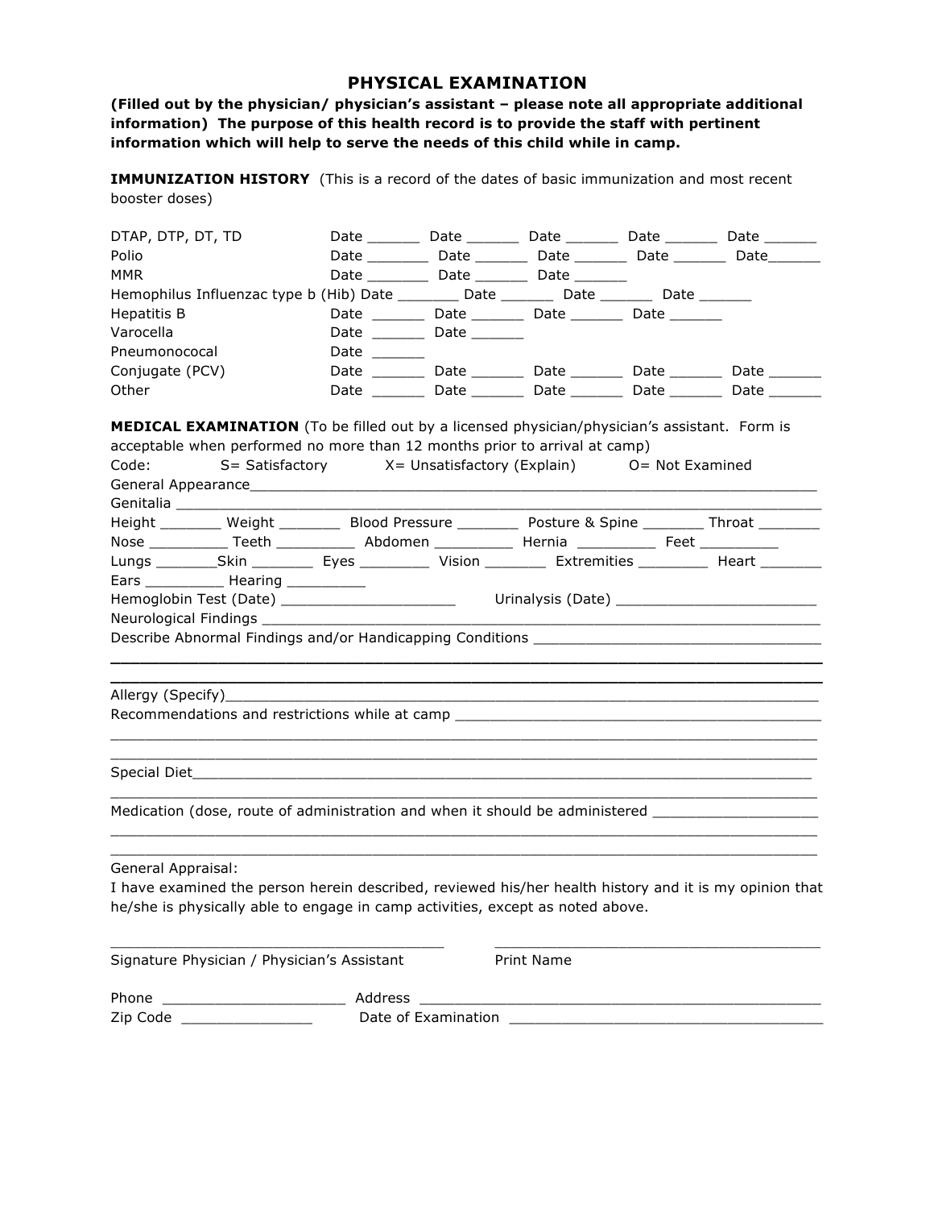# PHYSICAL EXAMINATION

**(Filled out by the physician/ physician's assistant – please note all appropriate additional information) The purpose of this health record is to provide the staff with pertinent information which will help to serve the needs of this child while in camp.**

**IMMUNIZATION HISTORY** (This is a record of the dates of basic immunization and most recent booster doses)

DTAP, DTP, DT, TD Date ______ Date ______ Date ______ Date ______ Date ______
Polio Date _______ Date ______ Date ______ Date ______ Date______
MMR Date _______ Date ______ Date ______
Hemophilus Influenzac type b (Hib) Date _______ Date ______ Date ______ Date ______
Hepatitis B Date ______ Date ______ Date ______ Date ______
Varocella Date ______ Date ______
Pneumonococal Date ______
Conjugate (PCV) Date ______ Date ______ Date ______ Date ______ Date ______
Other Date ______ Date ______ Date ______ Date ______ Date ______

**MEDICAL EXAMINATION** (To be filled out by a licensed physician/physician's assistant. Form is acceptable when performed no more than 12 months prior to arrival at camp)

Code: S= Satisfactory X= Unsatisfactory (Explain) O= Not Examined

General Appearance_________________________________________________________________
Genitalia _________________________________________________________________________
Height _______ Weight _______ Blood Pressure _______ Posture & Spine _______ Throat _______
Nose _________ Teeth _________ Abdomen _________ Hernia _________ Feet _________
Lungs _______Skin _______ Eyes ________ Vision _______ Extremities ________ Heart _______
Ears _________ Hearing _________
Hemoglobin Test (Date) ____________________ Urinalysis (Date) _______________________
Neurological Findings ______________________________________________________________
Describe Abnormal Findings and/or Handicapping Conditions _________________________________
___________________________________________________________________________________
___________________________________________________________________________________

Allergy (Specify)__________________________________________________________________
Recommendations and restrictions while at camp ____________________________________________
___________________________________________________________________________________
___________________________________________________________________________________

Special Diet_______________________________________________________________________
___________________________________________________________________________________

Medication (dose, route of administration and when it should be administered __________________
___________________________________________________________________________________
___________________________________________________________________________________

General Appraisal:

I have examined the person herein described, reviewed his/her health history and it is my opinion that he/she is physically able to engage in camp activities, except as noted above.

_______________________________________ _______________________________________
Signature Physician / Physician's Assistant Print Name

Phone _____________________ Address _______________________________________________
Zip Code _______________ Date of Examination ___________________________________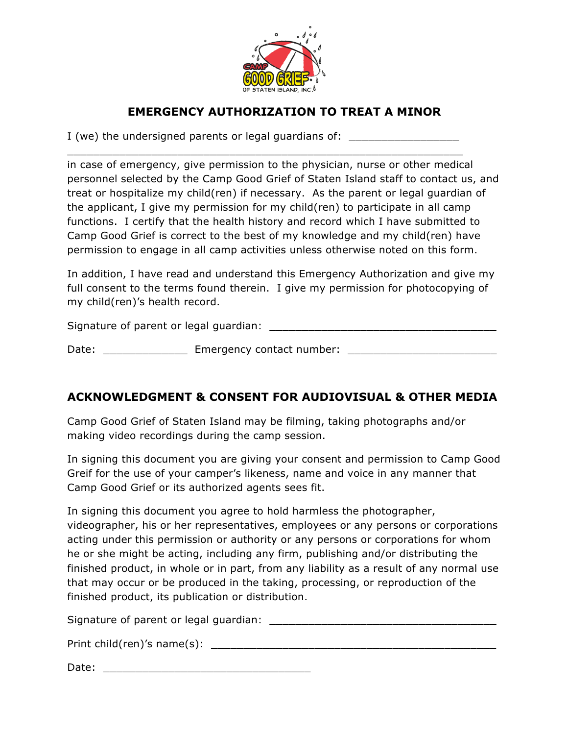## EMERGENCY AUTHORIZATION TO TREAT A MINOR

I (we) the undersigned parents or legal guardians of: _________________
_____________________________________________________________
in case of emergency, give permission to the physician, nurse or other medical personnel selected by the Camp Good Grief of Staten Island staff to contact us, and treat or hospitalize my child(ren) if necessary. As the parent or legal guardian of the applicant, I give my permission for my child(ren) to participate in all camp functions. I certify that the health history and record which I have submitted to Camp Good Grief is correct to the best of my knowledge and my child(ren) have permission to engage in all camp activities unless otherwise noted on this form.

In addition, I have read and understand this Emergency Authorization and give my full consent to the terms found therein. I give my permission for photocopying of my child(ren)'s health record.

Signature of parent or legal guardian: ___________________________________

Date: _____________ Emergency contact number: _______________________

## ACKNOWLEDGMENT & CONSENT FOR AUDIOVISUAL & OTHER MEDIA

Camp Good Grief of Staten Island may be filming, taking photographs and/or making video recordings during the camp session.

In signing this document you are giving your consent and permission to Camp Good Greif for the use of your camper's likeness, name and voice in any manner that Camp Good Grief or its authorized agents sees fit.

In signing this document you agree to hold harmless the photographer, videographer, his or her representatives, employees or any persons or corporations acting under this permission or authority or any persons or corporations for whom he or she might be acting, including any firm, publishing and/or distributing the finished product, in whole or in part, from any liability as a result of any normal use that may occur or be produced in the taking, processing, or reproduction of the finished product, its publication or distribution.

Signature of parent or legal guardian: ___________________________________

Print child(ren)'s name(s): ____________________________________________

Date: ________________________________